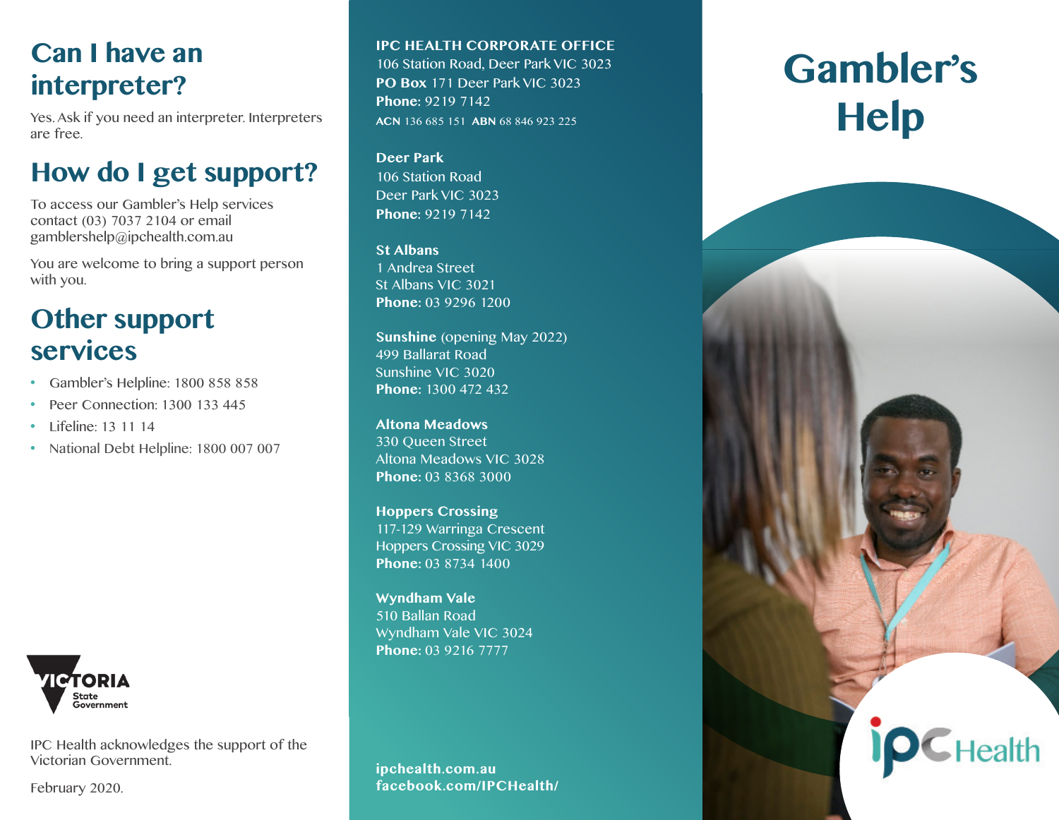## Can I have an interpreter?

Yes. Ask if you need an interpreter. Interpreters are free.

## How do I get support?

To access our Gambler's Help services contact (03) 7037 2104 or email gamblershelp@ipchealth.com.au

You are welcome to bring a support person with you.

## Other support services

- Gambler's Helpline: 1800 858 858
- Peer Connection: 1300 133 445
- Lifeline: 13 11 14
- National Debt Helpline: 1800 007 007

VICTORIA State Government

IPC Health acknowledges the support of the Victorian Government.

February 2020.

**IPC HEALTH CORPORATE OFFICE**
106 Station Road, Deer Park VIC 3023
**PO Box** 171 Deer Park VIC 3023
**Phone:** 9219 7142
**ACN** 136 685 151 **ABN** 68 846 923 225

**Deer Park**
106 Station Road
Deer Park VIC 3023
**Phone:** 9219 7142

**St Albans**
1 Andrea Street
St Albans VIC 3021
**Phone:** 03 9296 1200

**Sunshine** (opening May 2022)
499 Ballarat Road
Sunshine VIC 3020
**Phone:** 1300 472 432

**Altona Meadows**
330 Queen Street
Altona Meadows VIC 3028
**Phone:** 03 8368 3000

**Hoppers Crossing**
117-129 Warringa Crescent
Hoppers Crossing VIC 3029
**Phone:** 03 8734 1400

**Wyndham Vale**
510 Ballan Road
Wyndham Vale VIC 3024
**Phone:** 03 9216 7777

**ipchealth.com.au**
**facebook.com/IPCHealth/**

# Gambler's Help

ipc Health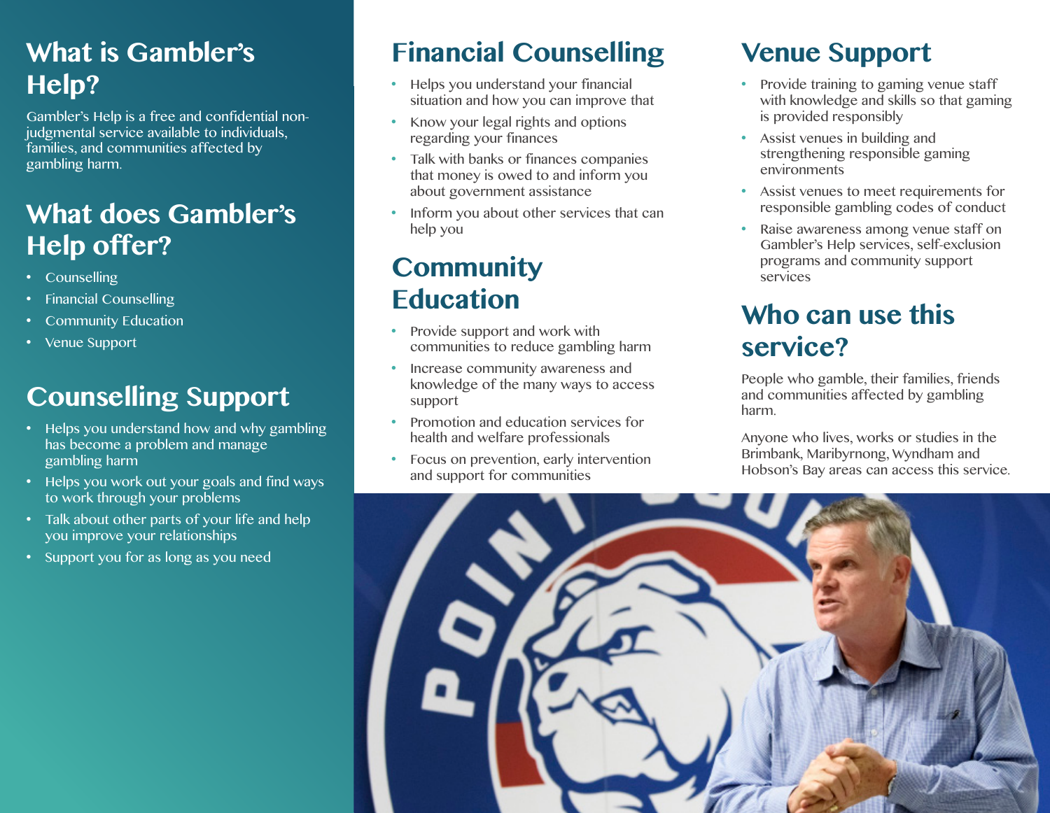## What is Gambler's Help?

Gambler's Help is a free and confidential non-judgmental service available to individuals, families, and communities affected by gambling harm.

## What does Gambler's Help offer?

- Counselling
- Financial Counselling
- Community Education
- Venue Support

## Counselling Support

- Helps you understand how and why gambling has become a problem and manage gambling harm
- Helps you work out your goals and find ways to work through your problems
- Talk about other parts of your life and help you improve your relationships
- Support you for as long as you need

## Financial Counselling

- Helps you understand your financial situation and how you can improve that
- Know your legal rights and options regarding your finances
- Talk with banks or finances companies that money is owed to and inform you about government assistance
- Inform you about other services that can help you

## Community Education

- Provide support and work with communities to reduce gambling harm
- Increase community awareness and knowledge of the many ways to access support
- Promotion and education services for health and welfare professionals
- Focus on prevention, early intervention and support for communities

## Venue Support

- Provide training to gaming venue staff with knowledge and skills so that gaming is provided responsibly
- Assist venues in building and strengthening responsible gaming environments
- Assist venues to meet requirements for responsible gambling codes of conduct
- Raise awareness among venue staff on Gambler's Help services, self-exclusion programs and community support services

## Who can use this service?

People who gamble, their families, friends and communities affected by gambling harm.

Anyone who lives, works or studies in the Brimbank, Maribyrnong, Wyndham and Hobson's Bay areas can access this service.